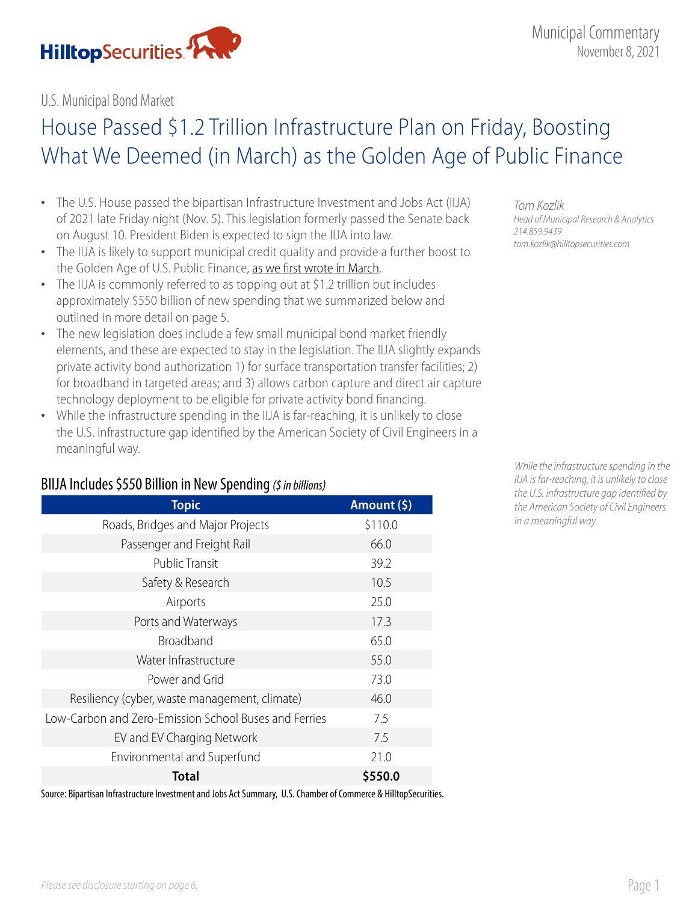U.S. Municipal Bond Market

# House Passed $1.2 Trillion Infrastructure Plan on Friday, Boosting What We Deemed (in March) as the Golden Age of Public Finance

*Tom Kozlik*
*Head of Municipal Research & Analytics*
*214.859.9439*
*tom.kozlik@hilltopsecurities.com*

- The U.S. House passed the bipartisan Infrastructure Investment and Jobs Act (IIJA) of 2021 late Friday night (Nov. 5). This legislation formerly passed the Senate back on August 10. President Biden is expected to sign the IIJA into law.
- The IIJA is likely to support municipal credit quality and provide a further boost to the Golden Age of U.S. Public Finance, as we first wrote in March.
- The IIJA is commonly referred to as topping out at $1.2 trillion but includes approximately $550 billion of new spending that we summarized below and outlined in more detail on page 5.
- The new legislation does include a few small municipal bond market friendly elements, and these are expected to stay in the legislation. The IIJA slightly expands private activity bond authorization 1) for surface transportation transfer facilities; 2) for broadband in targeted areas; and 3) allows carbon capture and direct air capture technology deployment to be eligible for private activity bond financing.
- While the infrastructure spending in the IIJA is far-reaching, it is unlikely to close the U.S. infrastructure gap identified by the American Society of Civil Engineers in a meaningful way.

*While the infrastructure spending in the IIJA is far-reaching, it is unlikely to close the U.S. infrastructure gap identified by the American Society of Civil Engineers in a meaningful way.*

## BIIJA Includes $550 Billion in New Spending *($ in billions)*

| Topic | Amount ($) |
|---|---|
| Roads, Bridges and Major Projects | $110.0 |
| Passenger and Freight Rail | 66.0 |
| Public Transit | 39.2 |
| Safety & Research | 10.5 |
| Airports | 25.0 |
| Ports and Waterways | 17.3 |
| Broadband | 65.0 |
| Water Infrastructure | 55.0 |
| Power and Grid | 73.0 |
| Resiliency (cyber, waste management, climate) | 46.0 |
| Low-Carbon and Zero-Emission School Buses and Ferries | 7.5 |
| EV and EV Charging Network | 7.5 |
| Environmental and Superfund | 21.0 |
| **Total** | **$550.0** |

Source: Bipartisan Infrastructure Investment and Jobs Act Summary, U.S. Chamber of Commerce & HilltopSecurities.

*Please see disclosure starting on page 6.*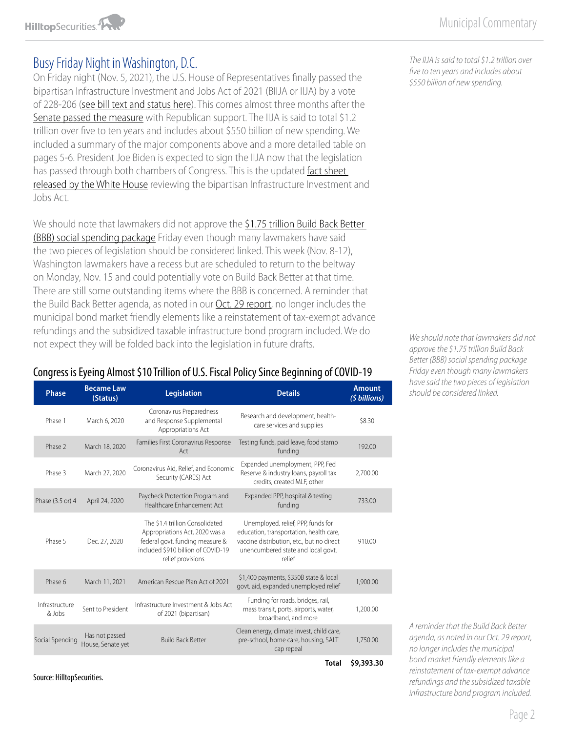## Busy Friday Night in Washington, D.C.

On Friday night (Nov. 5, 2021), the U.S. House of Representatives finally passed the bipartisan Infrastructure Investment and Jobs Act of 2021 (BIIJA or IIJA) by a vote of 228-206 (see bill text and status here). This comes almost three months after the Senate passed the measure with Republican support. The IIJA is said to total $1.2 trillion over five to ten years and includes about $550 billion of new spending. We included a summary of the major components above and a more detailed table on pages 5-6. President Joe Biden is expected to sign the IIJA now that the legislation has passed through both chambers of Congress. This is the updated fact sheet released by the White House reviewing the bipartisan Infrastructure Investment and Jobs Act.

*The IIJA is said to total $1.2 trillion over five to ten years and includes about $550 billion of new spending.*

We should note that lawmakers did not approve the $1.75 trillion Build Back Better (BBB) social spending package Friday even though many lawmakers have said the two pieces of legislation should be considered linked. This week (Nov. 8-12), Washington lawmakers have a recess but are scheduled to return to the beltway on Monday, Nov. 15 and could potentially vote on Build Back Better at that time. There are still some outstanding items where the BBB is concerned. A reminder that the Build Back Better agenda, as noted in our Oct. 29 report, no longer includes the municipal bond market friendly elements like a reinstatement of tax-exempt advance refundings and the subsidized taxable infrastructure bond program included. We do not expect they will be folded back into the legislation in future drafts.

*We should note that lawmakers did not approve the $1.75 trillion Build Back Better (BBB) social spending package Friday even though many lawmakers have said the two pieces of legislation should be considered linked.*

*A reminder that the Build Back Better agenda, as noted in our Oct. 29 report, no longer includes the municipal bond market friendly elements like a reinstatement of tax-exempt advance refundings and the subsidized taxable infrastructure bond program included.*

### Congress is Eyeing Almost $10 Trillion of U.S. Fiscal Policy Since Beginning of COVID-19

| Phase | Became Law (Status) | Legislation | Details | Amount ($ billions) |
|---|---|---|---|---|
| Phase 1 | March 6, 2020 | Coronavirus Preparedness and Response Supplemental Appropriations Act | Research and development, health-care services and supplies | $8.30 |
| Phase 2 | March 18, 2020 | Families First Coronavirus Response Act | Testing funds, paid leave, food stamp funding | 192.00 |
| Phase 3 | March 27, 2020 | Coronavirus Aid, Relief, and Economic Security (CARES) Act | Expanded unemployment, PPP, Fed Reserve & industry loans, payroll tax credits, created MLF, other | 2,700.00 |
| Phase (3.5 or) 4 | April 24, 2020 | Paycheck Protection Program and Healthcare Enhancement Act | Expanded PPP, hospital & testing funding | 733.00 |
| Phase 5 | Dec. 27, 2020 | The $1.4 trillion Consolidated Appropriations Act, 2020 was a federal govt. funding measure & included $910 billion of COVID-19 relief provisions | Unemployed. relief, PPP, funds for education, transportation, health care, vaccine distribution, etc., but no direct unencumbered state and local govt. relief | 910.00 |
| Phase 6 | March 11, 2021 | American Rescue Plan Act of 2021 | $1,400 payments, $350B state & local govt. aid, expanded unemployed relief | 1,900.00 |
| Infrastructure & Jobs | Sent to President | Infrastructure Investment & Jobs Act of 2021 (bipartisan) | Funding for roads, bridges, rail, mass transit, ports, airports, water, broadband, and more | 1,200.00 |
| Social Spending | Has not passed House, Senate yet | Build Back Better | Clean energy, climate invest, child care, pre-school, home care, housing, SALT cap repeal | 1,750.00 |
| | | | **Total** | **$9,393.30** |

Source: HilltopSecurities.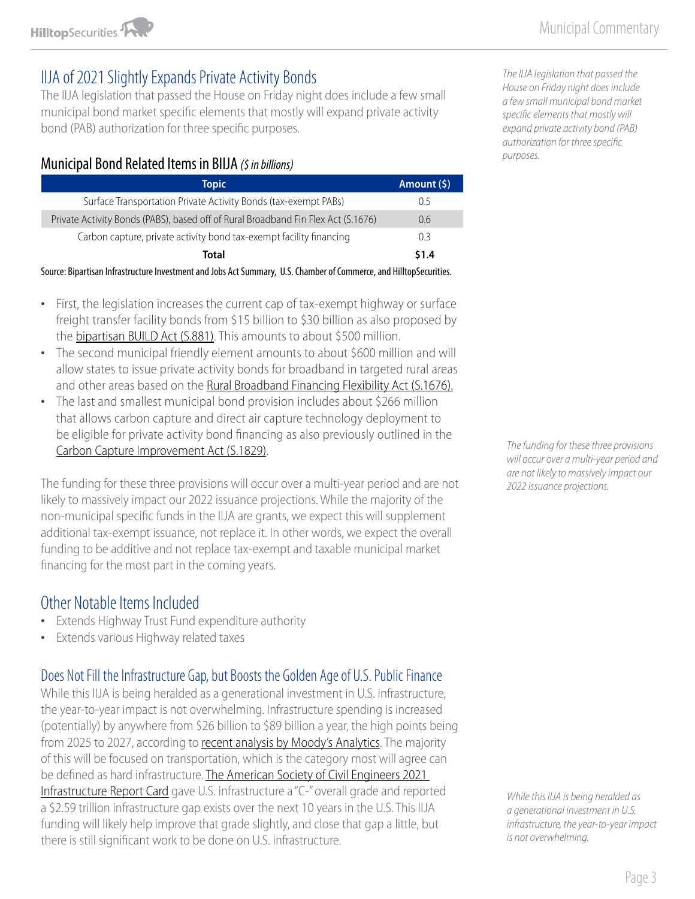## IIJA of 2021 Slightly Expands Private Activity Bonds

The IIJA legislation that passed the House on Friday night does include a few small municipal bond market specific elements that mostly will expand private activity bond (PAB) authorization for three specific purposes.

*The IIJA legislation that passed the House on Friday night does include a few small municipal bond market specific elements that mostly will expand private activity bond (PAB) authorization for three specific purposes.*

### Municipal Bond Related Items in BIIJA *($ in billions)*

| Topic | Amount ($) |
|---|---|
| Surface Transportation Private Activity Bonds (tax-exempt PABs) | 0.5 |
| Private Activity Bonds (PABS), based off of Rural Broadband Fin Flex Act (S.1676) | 0.6 |
| Carbon capture, private activity bond tax-exempt facility financing | 0.3 |
| **Total** | **$1.4** |

Source: Bipartisan Infrastructure Investment and Jobs Act Summary, U.S. Chamber of Commerce, and HilltopSecurities.

- First, the legislation increases the current cap of tax-exempt highway or surface freight transfer facility bonds from $15 billion to $30 billion as also proposed by the bipartisan BUILD Act (S.881). This amounts to about $500 million.
- The second municipal friendly element amounts to about $600 million and will allow states to issue private activity bonds for broadband in targeted rural areas and other areas based on the Rural Broadband Financing Flexibility Act (S.1676).
- The last and smallest municipal bond provision includes about $266 million that allows carbon capture and direct air capture technology deployment to be eligible for private activity bond financing as also previously outlined in the Carbon Capture Improvement Act (S.1829).

The funding for these three provisions will occur over a multi-year period and are not likely to massively impact our 2022 issuance projections. While the majority of the non-municipal specific funds in the IIJA are grants, we expect this will supplement additional tax-exempt issuance, not replace it. In other words, we expect the overall funding to be additive and not replace tax-exempt and taxable municipal market financing for the most part in the coming years.

*The funding for these three provisions will occur over a multi-year period and are not likely to massively impact our 2022 issuance projections.*

## Other Notable Items Included

- Extends Highway Trust Fund expenditure authority
- Extends various Highway related taxes

## Does Not Fill the Infrastructure Gap, but Boosts the Golden Age of U.S. Public Finance

While this IIJA is being heralded as a generational investment in U.S. infrastructure, the year-to-year impact is not overwhelming. Infrastructure spending is increased (potentially) by anywhere from $26 billion to $89 billion a year, the high points being from 2025 to 2027, according to recent analysis by Moody's Analytics. The majority of this will be focused on transportation, which is the category most will agree can be defined as hard infrastructure. The American Society of Civil Engineers 2021 Infrastructure Report Card gave U.S. infrastructure a "C-" overall grade and reported a $2.59 trillion infrastructure gap exists over the next 10 years in the U.S. This IIJA funding will likely help improve that grade slightly, and close that gap a little, but there is still significant work to be done on U.S. infrastructure.

*While this IIJA is being heralded as a generational investment in U.S. infrastructure, the year-to-year impact is not overwhelming.*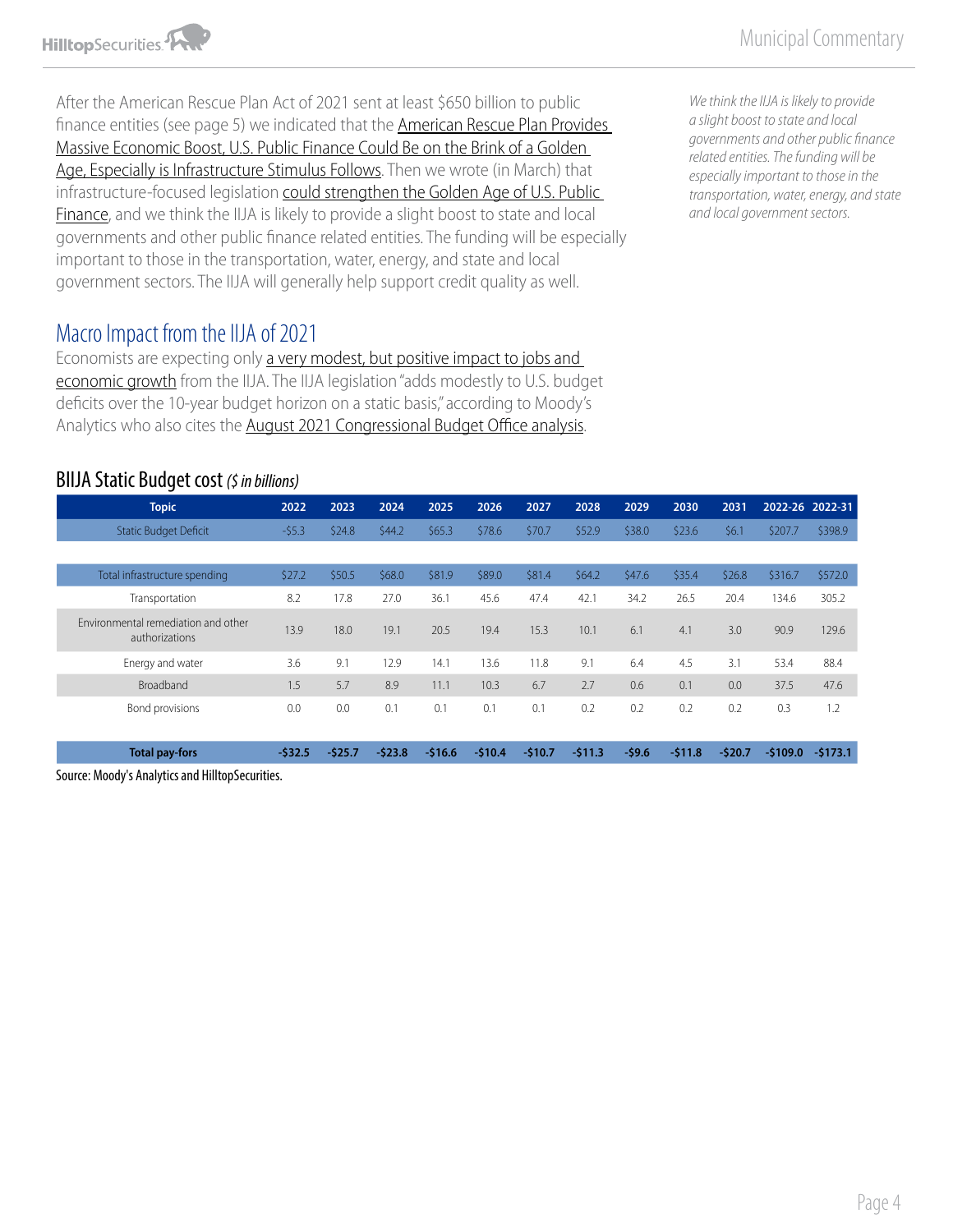After the American Rescue Plan Act of 2021 sent at least $650 billion to public finance entities (see page 5) we indicated that the American Rescue Plan Provides Massive Economic Boost, U.S. Public Finance Could Be on the Brink of a Golden Age, Especially is Infrastructure Stimulus Follows. Then we wrote (in March) that infrastructure-focused legislation could strengthen the Golden Age of U.S. Public Finance, and we think the IIJA is likely to provide a slight boost to state and local governments and other public finance related entities. The funding will be especially important to those in the transportation, water, energy, and state and local government sectors. The IIJA will generally help support credit quality as well.

*We think the IIJA is likely to provide a slight boost to state and local governments and other public finance related entities. The funding will be especially important to those in the transportation, water, energy, and state and local government sectors.*

## Macro Impact from the IIJA of 2021

Economists are expecting only a very modest, but positive impact to jobs and economic growth from the IIJA. The IIJA legislation "adds modestly to U.S. budget deficits over the 10-year budget horizon on a static basis," according to Moody's Analytics who also cites the August 2021 Congressional Budget Office analysis.

### BIIJA Static Budget cost *($ in billions)*

| Topic | 2022 | 2023 | 2024 | 2025 | 2026 | 2027 | 2028 | 2029 | 2030 | 2031 | 2022-26 | 2022-31 |
|---|---|---|---|---|---|---|---|---|---|---|---|---|
| Static Budget Deficit | -$5.3 | $24.8 | $44.2 | $65.3 | $78.6 | $70.7 | $52.9 | $38.0 | $23.6 | $6.1 | $207.7 | $398.9 |
| | | | | | | | | | | | | |
| Total infrastructure spending | $27.2 | $50.5 | $68.0 | $81.9 | $89.0 | $81.4 | $64.2 | $47.6 | $35.4 | $26.8 | $316.7 | $572.0 |
| Transportation | 8.2 | 17.8 | 27.0 | 36.1 | 45.6 | 47.4 | 42.1 | 34.2 | 26.5 | 20.4 | 134.6 | 305.2 |
| Environmental remediation and other authorizations | 13.9 | 18.0 | 19.1 | 20.5 | 19.4 | 15.3 | 10.1 | 6.1 | 4.1 | 3.0 | 90.9 | 129.6 |
| Energy and water | 3.6 | 9.1 | 12.9 | 14.1 | 13.6 | 11.8 | 9.1 | 6.4 | 4.5 | 3.1 | 53.4 | 88.4 |
| Broadband | 1.5 | 5.7 | 8.9 | 11.1 | 10.3 | 6.7 | 2.7 | 0.6 | 0.1 | 0.0 | 37.5 | 47.6 |
| Bond provisions | 0.0 | 0.0 | 0.1 | 0.1 | 0.1 | 0.1 | 0.2 | 0.2 | 0.2 | 0.2 | 0.3 | 1.2 |
| | | | | | | | | | | | | |
| **Total pay-fors** | **-$32.5** | **-$25.7** | **-$23.8** | **-$16.6** | **-$10.4** | **-$10.7** | **-$11.3** | **-$9.6** | **-$11.8** | **-$20.7** | **-$109.0** | **-$173.1** |

Source: Moody's Analytics and HilltopSecurities.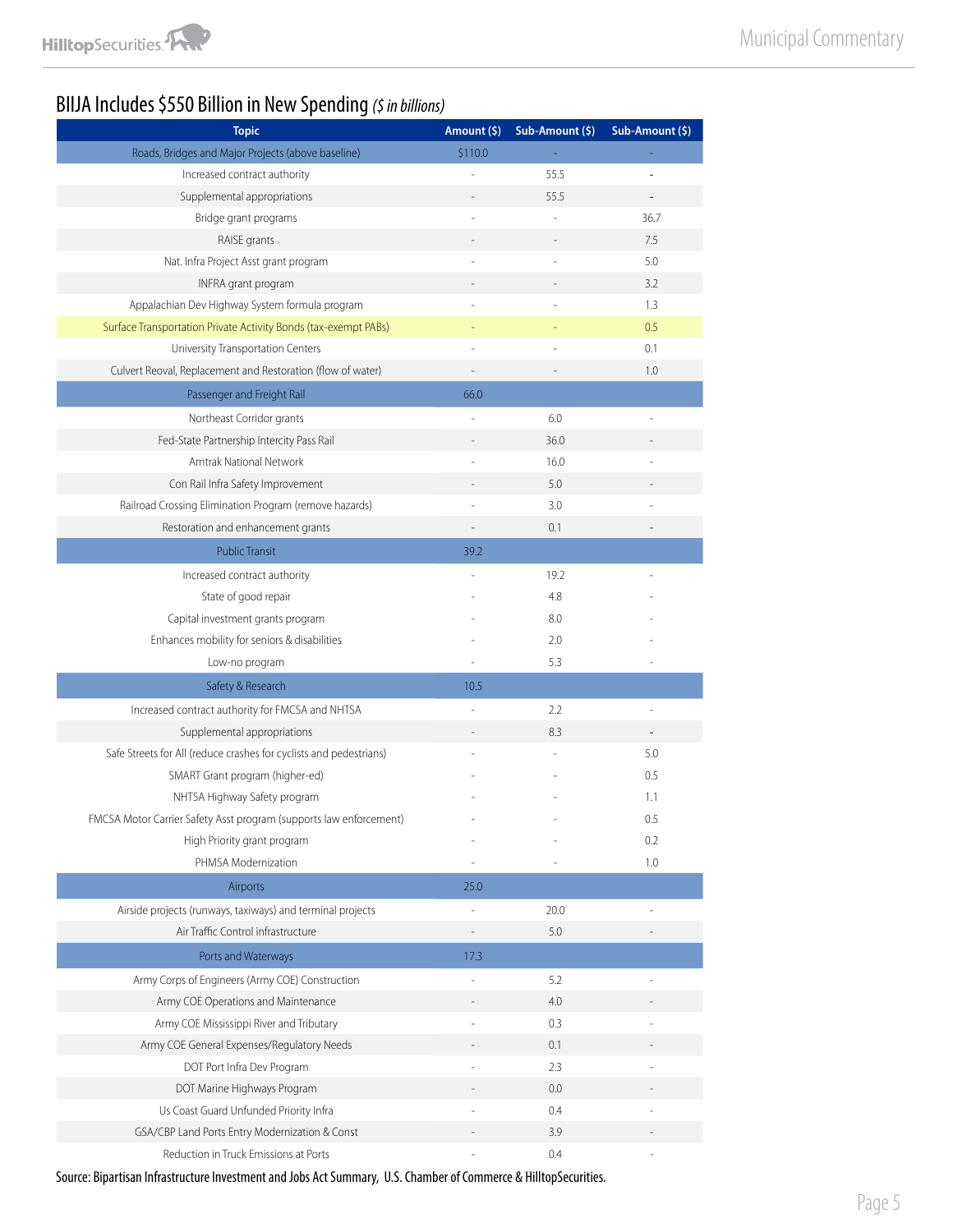## BIIJA Includes $550 Billion in New Spending *($ in billions)*

| Topic | Amount ($) | Sub-Amount ($) | Sub-Amount ($) |
|---|---|---|---|
| Roads, Bridges and Major Projects (above baseline) | $110.0 | - | - |
| Increased contract authority | - | 55.5 | - |
| Supplemental appropriations | - | 55.5 | - |
| Bridge grant programs | - | - | 36.7 |
| RAISE grants | - | - | 7.5 |
| Nat. Infra Project Asst grant program | - | - | 5.0 |
| INFRA grant program | - | - | 3.2 |
| Appalachian Dev Highway System formula program | - | - | 1.3 |
| Surface Transportation Private Activity Bonds (tax-exempt PABs) | - | - | 0.5 |
| University Transportation Centers | - | - | 0.1 |
| Culvert Reoval, Replacement and Restoration (flow of water) | - | - | 1.0 |
| Passenger and Freight Rail | 66.0 | | |
| Northeast Corridor grants | - | 6.0 | - |
| Fed-State Partnership Intercity Pass Rail | - | 36.0 | - |
| Amtrak National Network | - | 16.0 | - |
| Con Rail Infra Safety Improvement | - | 5.0 | - |
| Railroad Crossing Elimination Program (remove hazards) | - | 3.0 | - |
| Restoration and enhancement grants | - | 0.1 | - |
| Public Transit | 39.2 | | |
| Increased contract authority | - | 19.2 | - |
| State of good repair | - | 4.8 | - |
| Capital investment grants program | - | 8.0 | - |
| Enhances mobility for seniors & disabilities | - | 2.0 | - |
| Low-no program | - | 5.3 | - |
| Safety & Research | 10.5 | | |
| Increased contract authority for FMCSA and NHTSA | - | 2.2 | - |
| Supplemental appropriations | - | 8.3 | - |
| Safe Streets for All (reduce crashes for cyclists and pedestrians) | - | - | 5.0 |
| SMART Grant program (higher-ed) | - | - | 0.5 |
| NHTSA Highway Safety program | - | - | 1.1 |
| FMCSA Motor Carrier Safety Asst program (supports law enforcement) | - | - | 0.5 |
| High Priority grant program | - | - | 0.2 |
| PHMSA Modernization | - | - | 1.0 |
| Airports | 25.0 | | |
| Airside projects (runways, taxiways) and terminal projects | - | 20.0 | - |
| Air Traffic Control infrastructure | - | 5.0 | - |
| Ports and Waterways | 17.3 | | |
| Army Corps of Engineers (Army COE) Construction | - | 5.2 | - |
| Army COE Operations and Maintenance | - | 4.0 | - |
| Army COE Mississippi River and Tributary | - | 0.3 | - |
| Army COE General Expenses/Regulatory Needs | - | 0.1 | - |
| DOT Port Infra Dev Program | - | 2.3 | - |
| DOT Marine Highways Program | - | 0.0 | - |
| Us Coast Guard Unfunded Priority Infra | - | 0.4 | - |
| GSA/CBP Land Ports Entry Modernization & Const | - | 3.9 | - |
| Reduction in Truck Emissions at Ports | - | 0.4 | - |

Source: Bipartisan Infrastructure Investment and Jobs Act Summary, U.S. Chamber of Commerce & HilltopSecurities.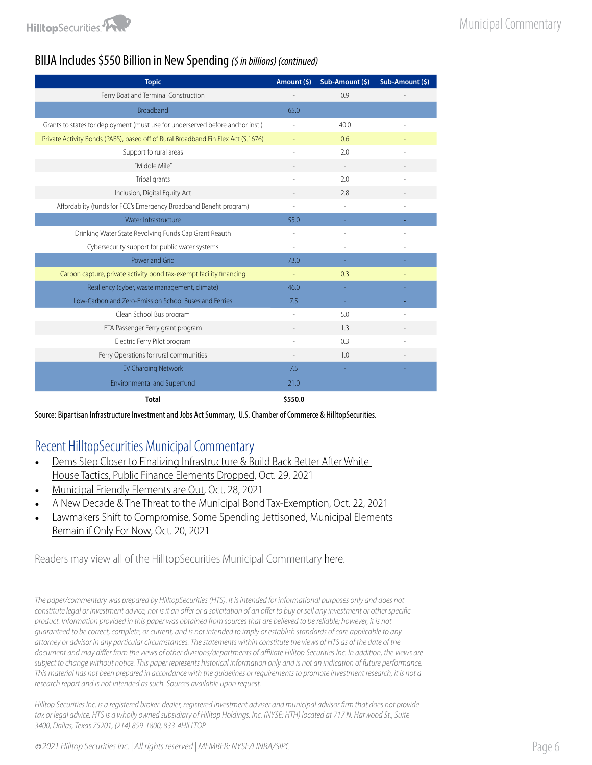## BIIJA Includes $550 Billion in New Spending *($ in billions) (continued)*

| Topic | Amount ($) | Sub-Amount ($) | Sub-Amount ($) |
|---|---|---|---|
| Ferry Boat and Terminal Construction | - | 0.9 | - |
| Broadband | 65.0 | | |
| Grants to states for deployment (must use for underserved before anchor inst.) | - | 40.0 | - |
| Private Activity Bonds (PABS), based off of Rural Broadband Fin Flex Act (S.1676) | - | 0.6 | - |
| Support fo rural areas | - | 2.0 | - |
| "Middle Mile" | - | - | - |
| Tribal grants | - | 2.0 | - |
| Inclusion, Digital Equity Act | - | 2.8 | - |
| Affordablity (funds for FCC's Emergency Broadband Benefit program) | - | - | - |
| Water Infrastructure | 55.0 | - | - |
| Drinking Water State Revolving Funds Cap Grant Reauth | - | - | - |
| Cybersecurity support for public water systems | - | - | - |
| Power and Grid | 73.0 | - | - |
| Carbon capture, private activity bond tax-exempt facility financing | - | 0.3 | - |
| Resiliency (cyber, waste management, climate) | 46.0 | - | - |
| Low-Carbon and Zero-Emission School Buses and Ferries | 7.5 | - | - |
| Clean School Bus program | - | 5.0 | - |
| FTA Passenger Ferry grant program | - | 1.3 | - |
| Electric Ferry Pilot program | - | 0.3 | - |
| Ferry Operations for rural communities | - | 1.0 | - |
| EV Charging Network | 7.5 | - | - |
| Environmental and Superfund | 21.0 | | |
| **Total** | **$550.0** | | |

Source: Bipartisan Infrastructure Investment and Jobs Act Summary, U.S. Chamber of Commerce & HilltopSecurities.

## Recent HilltopSecurities Municipal Commentary

- Dems Step Closer to Finalizing Infrastructure & Build Back Better After White House Tactics, Public Finance Elements Dropped, Oct. 29, 2021
- Municipal Friendly Elements are Out, Oct. 28, 2021
- A New Decade & The Threat to the Municipal Bond Tax-Exemption, Oct. 22, 2021
- Lawmakers Shift to Compromise, Some Spending Jettisoned, Municipal Elements Remain if Only For Now, Oct. 20, 2021

Readers may view all of the HilltopSecurities Municipal Commentary here.

*The paper/commentary was prepared by HilltopSecurities (HTS). It is intended for informational purposes only and does not constitute legal or investment advice, nor is it an offer or a solicitation of an offer to buy or sell any investment or other specific product. Information provided in this paper was obtained from sources that are believed to be reliable; however, it is not guaranteed to be correct, complete, or current, and is not intended to imply or establish standards of care applicable to any attorney or advisor in any particular circumstances. The statements within constitute the views of HTS as of the date of the document and may differ from the views of other divisions/departments of affiliate Hilltop Securities Inc. In addition, the views are subject to change without notice. This paper represents historical information only and is not an indication of future performance. This material has not been prepared in accordance with the guidelines or requirements to promote investment research, it is not a research report and is not intended as such. Sources available upon request.*

*Hilltop Securities Inc. is a registered broker-dealer, registered investment adviser and municipal advisor firm that does not provide tax or legal advice. HTS is a wholly owned subsidiary of Hilltop Holdings, Inc. (NYSE: HTH) located at 717 N. Harwood St., Suite 3400, Dallas, Texas 75201, (214) 859-1800, 833-4HILLTOP*

*© 2021 Hilltop Securities Inc. | All rights reserved | MEMBER: NYSE/FINRA/SIPC*